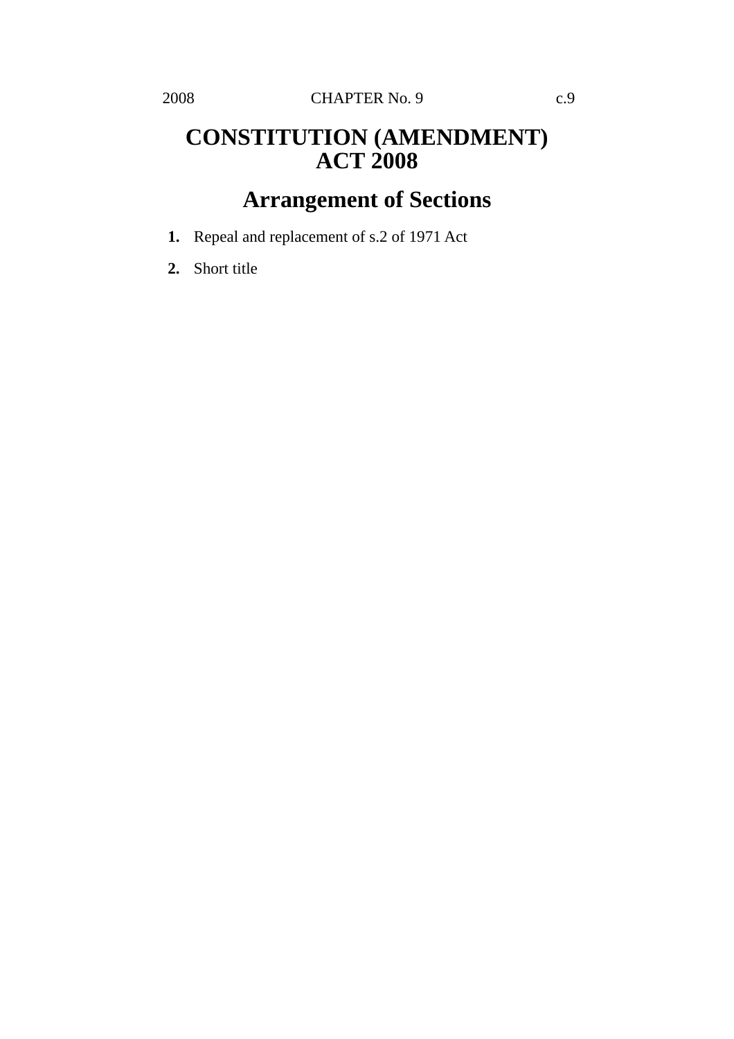# CONSTITUTION (AMENDMENT) ACT 2008

## Arrangement of Sections

**1.** Repeal and replacement of s.2 of 1971 Act

**2.** Short title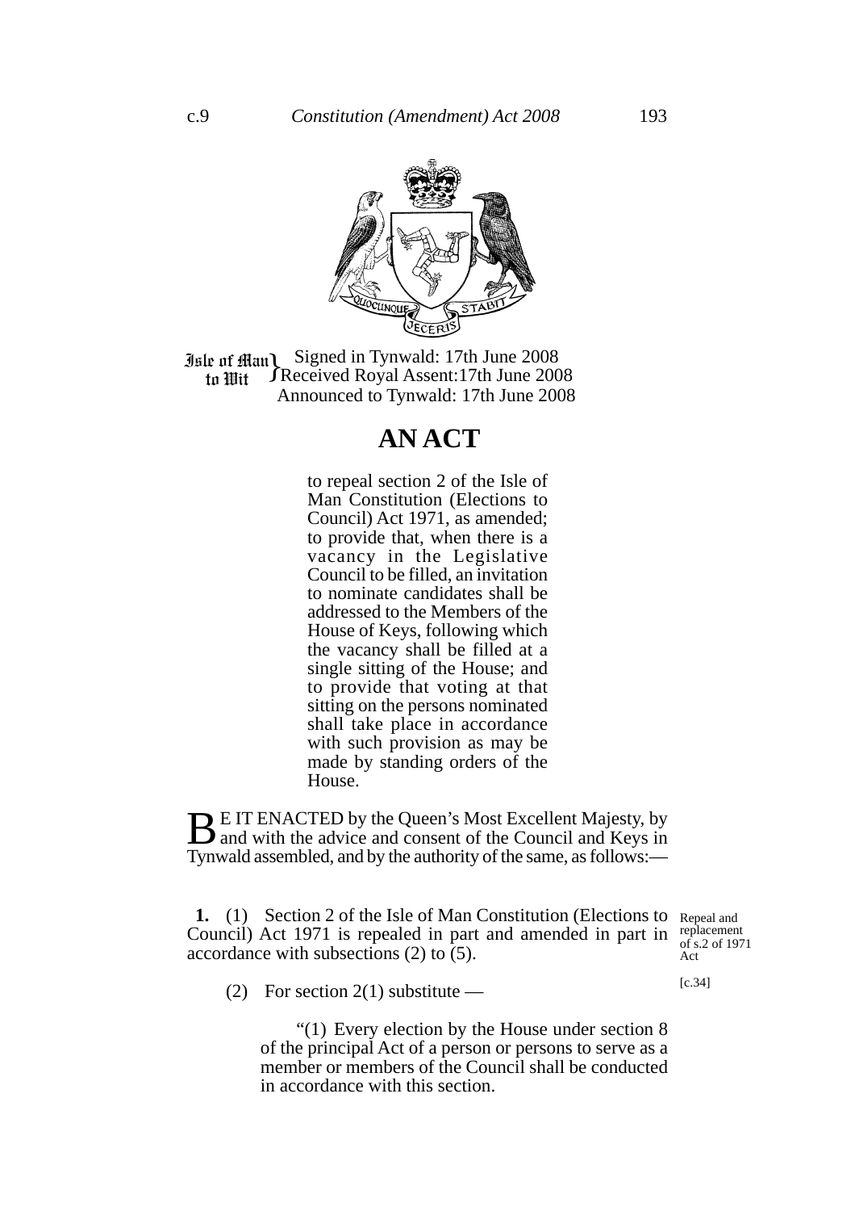Isle of Man to Wit } Signed in Tynwald: 17th June 2008
Received Royal Assent: 17th June 2008
Announced to Tynwald: 17th June 2008

# AN ACT

to repeal section 2 of the Isle of Man Constitution (Elections to Council) Act 1971, as amended; to provide that, when there is a vacancy in the Legislative Council to be filled, an invitation to nominate candidates shall be addressed to the Members of the House of Keys, following which the vacancy shall be filled at a single sitting of the House; and to provide that voting at that sitting on the persons nominated shall take place in accordance with such provision as may be made by standing orders of the House.

BE IT ENACTED by the Queen's Most Excellent Majesty, by and with the advice and consent of the Council and Keys in Tynwald assembled, and by the authority of the same, as follows:—

*Repeal and replacement of s.2 of 1971 Act*

**1.** (1) Section 2 of the Isle of Man Constitution (Elections to Council) Act 1971 is repealed in part and amended in part in accordance with subsections (2) to (5). [c.34]

(2) For section 2(1) substitute —

"(1) Every election by the House under section 8 of the principal Act of a person or persons to serve as a member or members of the Council shall be conducted in accordance with this section.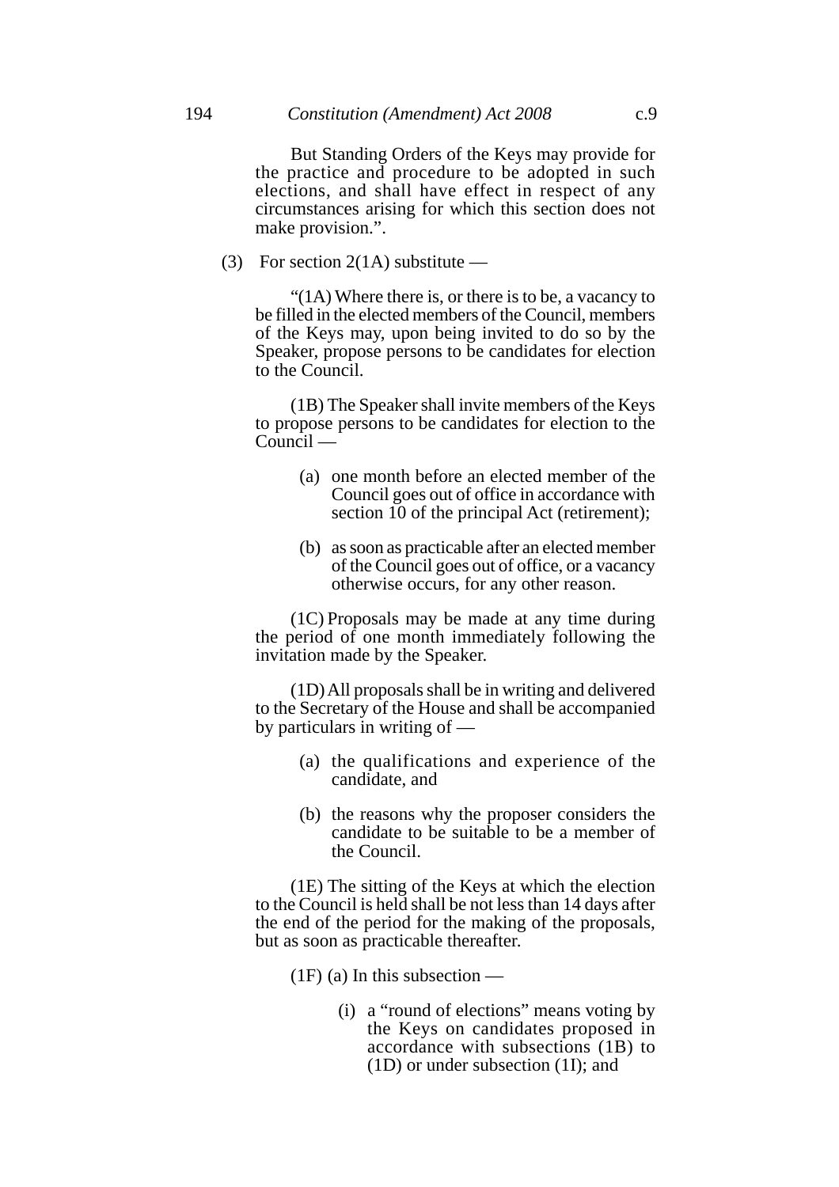But Standing Orders of the Keys may provide for the practice and procedure to be adopted in such elections, and shall have effect in respect of any circumstances arising for which this section does not make provision.".

(3) For section 2(1A) substitute —

"(1A) Where there is, or there is to be, a vacancy to be filled in the elected members of the Council, members of the Keys may, upon being invited to do so by the Speaker, propose persons to be candidates for election to the Council.

(1B) The Speaker shall invite members of the Keys to propose persons to be candidates for election to the Council —

(a) one month before an elected member of the Council goes out of office in accordance with section 10 of the principal Act (retirement);

(b) as soon as practicable after an elected member of the Council goes out of office, or a vacancy otherwise occurs, for any other reason.

(1C) Proposals may be made at any time during the period of one month immediately following the invitation made by the Speaker.

(1D) All proposals shall be in writing and delivered to the Secretary of the House and shall be accompanied by particulars in writing of —

(a) the qualifications and experience of the candidate, and

(b) the reasons why the proposer considers the candidate to be suitable to be a member of the Council.

(1E) The sitting of the Keys at which the election to the Council is held shall be not less than 14 days after the end of the period for the making of the proposals, but as soon as practicable thereafter.

(1F) (a) In this subsection —

(i) a "round of elections" means voting by the Keys on candidates proposed in accordance with subsections (1B) to (1D) or under subsection (1I); and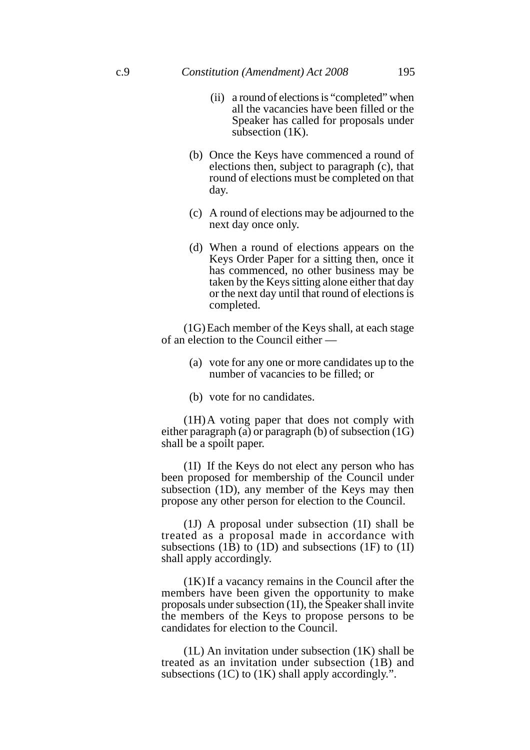(ii) a round of elections is "completed" when all the vacancies have been filled or the Speaker has called for proposals under subsection (1K).

(b) Once the Keys have commenced a round of elections then, subject to paragraph (c), that round of elections must be completed on that day.

(c) A round of elections may be adjourned to the next day once only.

(d) When a round of elections appears on the Keys Order Paper for a sitting then, once it has commenced, no other business may be taken by the Keys sitting alone either that day or the next day until that round of elections is completed.

(1G) Each member of the Keys shall, at each stage of an election to the Council either —

(a) vote for any one or more candidates up to the number of vacancies to be filled; or

(b) vote for no candidates.

(1H) A voting paper that does not comply with either paragraph (a) or paragraph (b) of subsection (1G) shall be a spoilt paper.

(1I) If the Keys do not elect any person who has been proposed for membership of the Council under subsection (1D), any member of the Keys may then propose any other person for election to the Council.

(1J) A proposal under subsection (1I) shall be treated as a proposal made in accordance with subsections (1B) to (1D) and subsections (1F) to (1I) shall apply accordingly.

(1K) If a vacancy remains in the Council after the members have been given the opportunity to make proposals under subsection (1I), the Speaker shall invite the members of the Keys to propose persons to be candidates for election to the Council.

(1L) An invitation under subsection (1K) shall be treated as an invitation under subsection (1B) and subsections (1C) to (1K) shall apply accordingly.".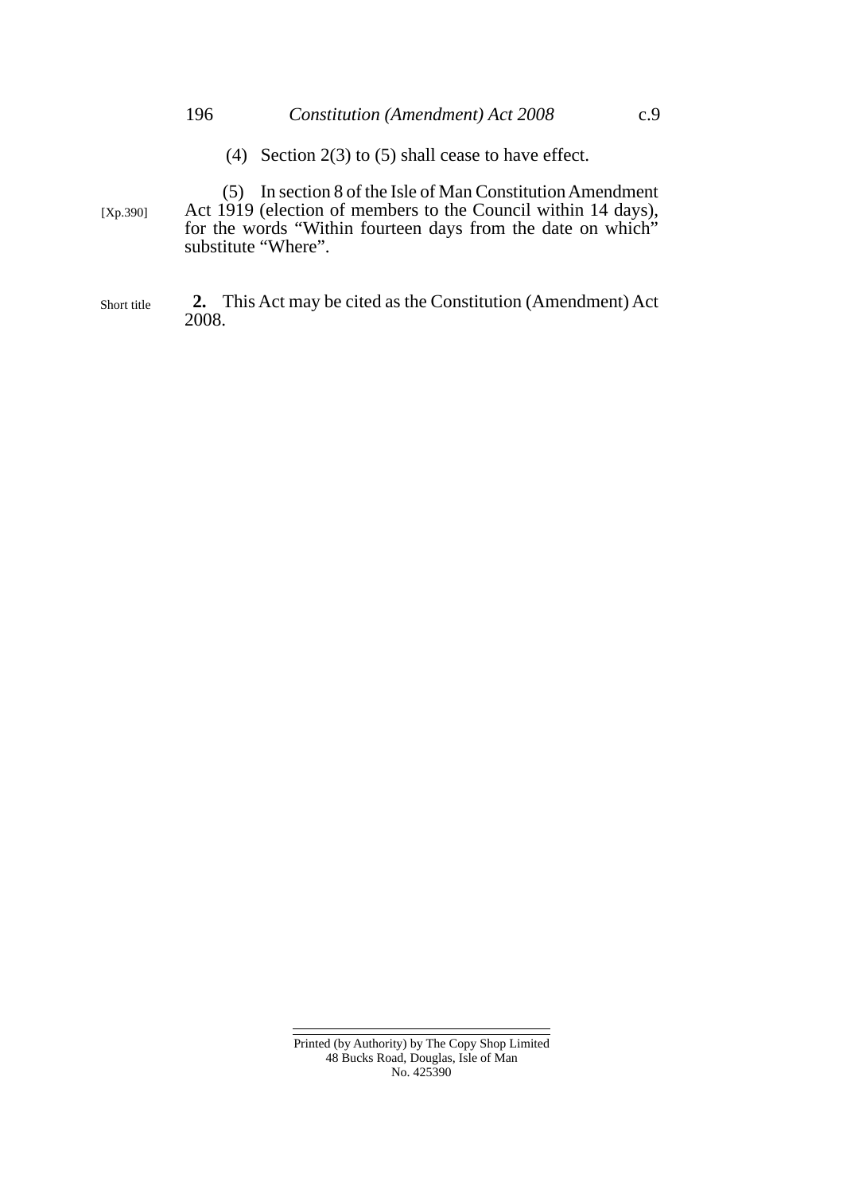(4) Section 2(3) to (5) shall cease to have effect.

[Xp.390]

(5) In section 8 of the Isle of Man Constitution Amendment Act 1919 (election of members to the Council within 14 days), for the words "Within fourteen days from the date on which" substitute "Where".

Short title

**2.** This Act may be cited as the Constitution (Amendment) Act 2008.

Printed (by Authority) by The Copy Shop Limited
48 Bucks Road, Douglas, Isle of Man
No. 425390